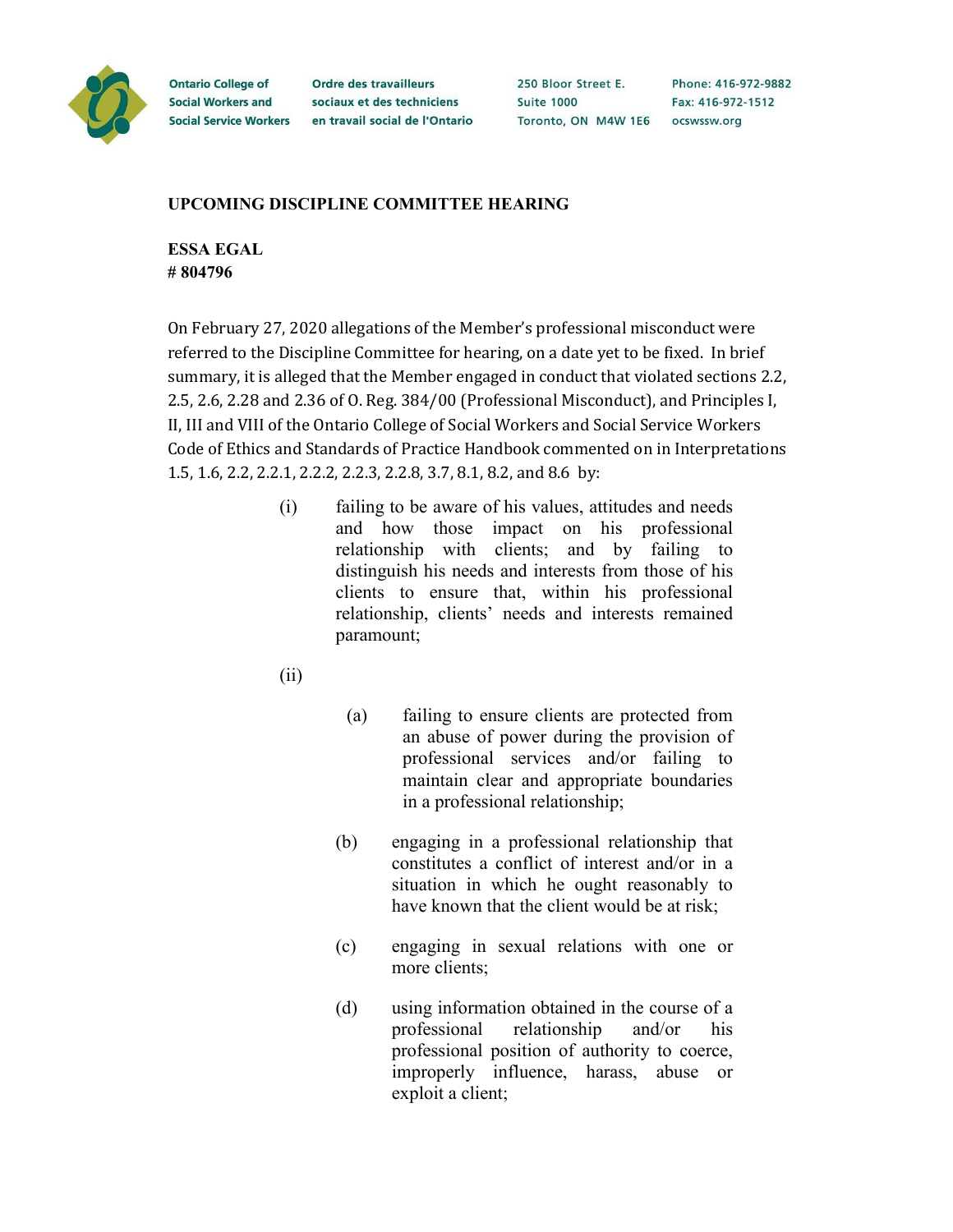Ontario College of Social Workers and Social Service Workers | Ordre des travailleurs sociaux et des techniciens en travail social de l'Ontario | 250 Bloor Street E. Suite 1000 Toronto, ON M4W 1E6 | Phone: 416-972-9882 Fax: 416-972-1512 ocswssw.org

## UPCOMING DISCIPLINE COMMITTEE HEARING

**ESSA EGAL**
**# 804796**

On February 27, 2020 allegations of the Member's professional misconduct were referred to the Discipline Committee for hearing, on a date yet to be fixed. In brief summary, it is alleged that the Member engaged in conduct that violated sections 2.2, 2.5, 2.6, 2.28 and 2.36 of O. Reg. 384/00 (Professional Misconduct), and Principles I, II, III and VIII of the Ontario College of Social Workers and Social Service Workers Code of Ethics and Standards of Practice Handbook commented on in Interpretations 1.5, 1.6, 2.2, 2.2.1, 2.2.2, 2.2.3, 2.2.8, 3.7, 8.1, 8.2, and 8.6 by:

(i) failing to be aware of his values, attitudes and needs and how those impact on his professional relationship with clients; and by failing to distinguish his needs and interests from those of his clients to ensure that, within his professional relationship, clients' needs and interests remained paramount;

(ii)

(a) failing to ensure clients are protected from an abuse of power during the provision of professional services and/or failing to maintain clear and appropriate boundaries in a professional relationship;

(b) engaging in a professional relationship that constitutes a conflict of interest and/or in a situation in which he ought reasonably to have known that the client would be at risk;

(c) engaging in sexual relations with one or more clients;

(d) using information obtained in the course of a professional relationship and/or his professional position of authority to coerce, improperly influence, harass, abuse or exploit a client;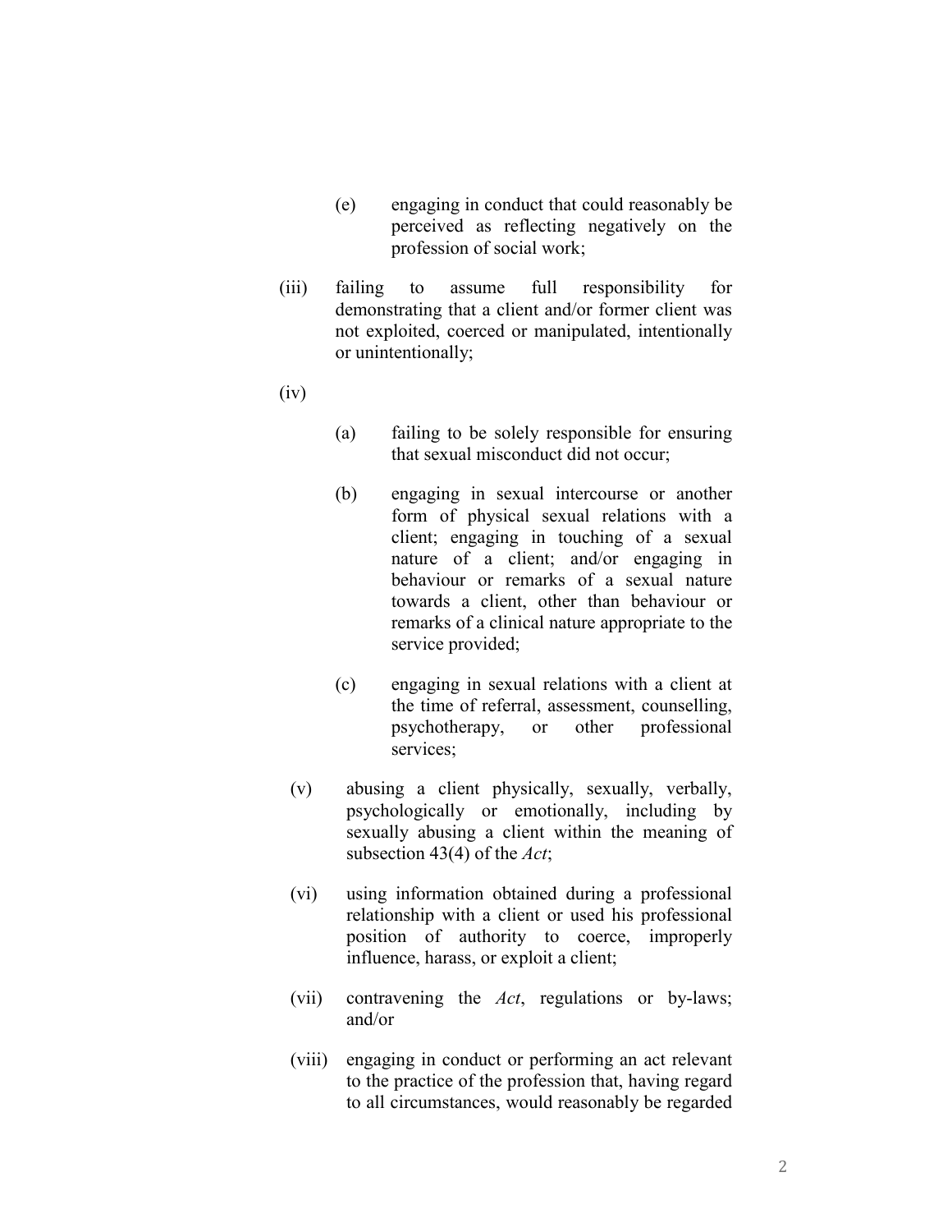(e) engaging in conduct that could reasonably be perceived as reflecting negatively on the profession of social work;

(iii) failing to assume full responsibility for demonstrating that a client and/or former client was not exploited, coerced or manipulated, intentionally or unintentionally;

(iv)

(a) failing to be solely responsible for ensuring that sexual misconduct did not occur;

(b) engaging in sexual intercourse or another form of physical sexual relations with a client; engaging in touching of a sexual nature of a client; and/or engaging in behaviour or remarks of a sexual nature towards a client, other than behaviour or remarks of a clinical nature appropriate to the service provided;

(c) engaging in sexual relations with a client at the time of referral, assessment, counselling, psychotherapy, or other professional services;

(v) abusing a client physically, sexually, verbally, psychologically or emotionally, including by sexually abusing a client within the meaning of subsection 43(4) of the *Act*;

(vi) using information obtained during a professional relationship with a client or used his professional position of authority to coerce, improperly influence, harass, or exploit a client;

(vii) contravening the *Act*, regulations or by-laws; and/or

(viii) engaging in conduct or performing an act relevant to the practice of the profession that, having regard to all circumstances, would reasonably be regarded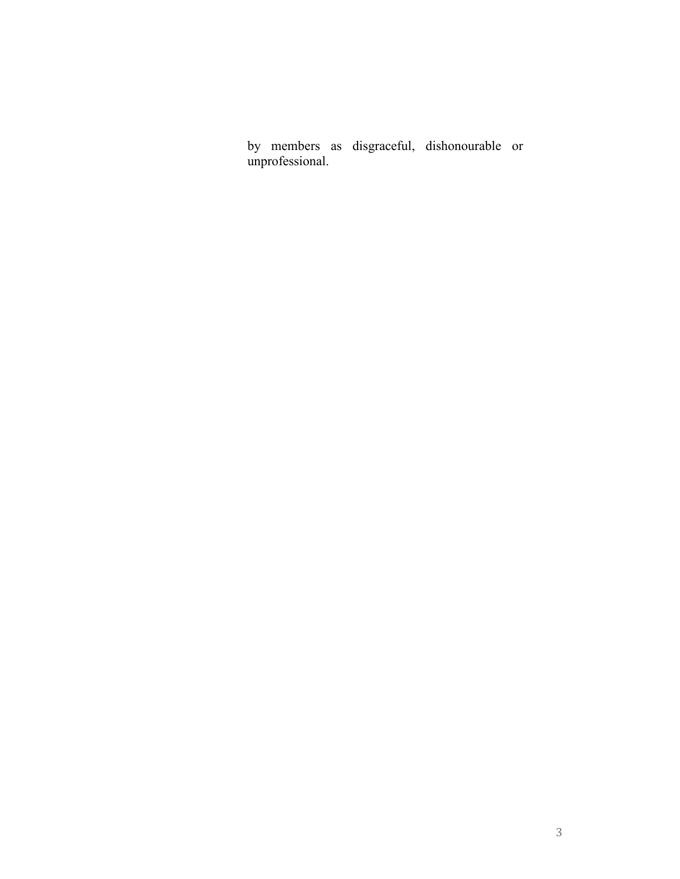by members as disgraceful, dishonourable or unprofessional.